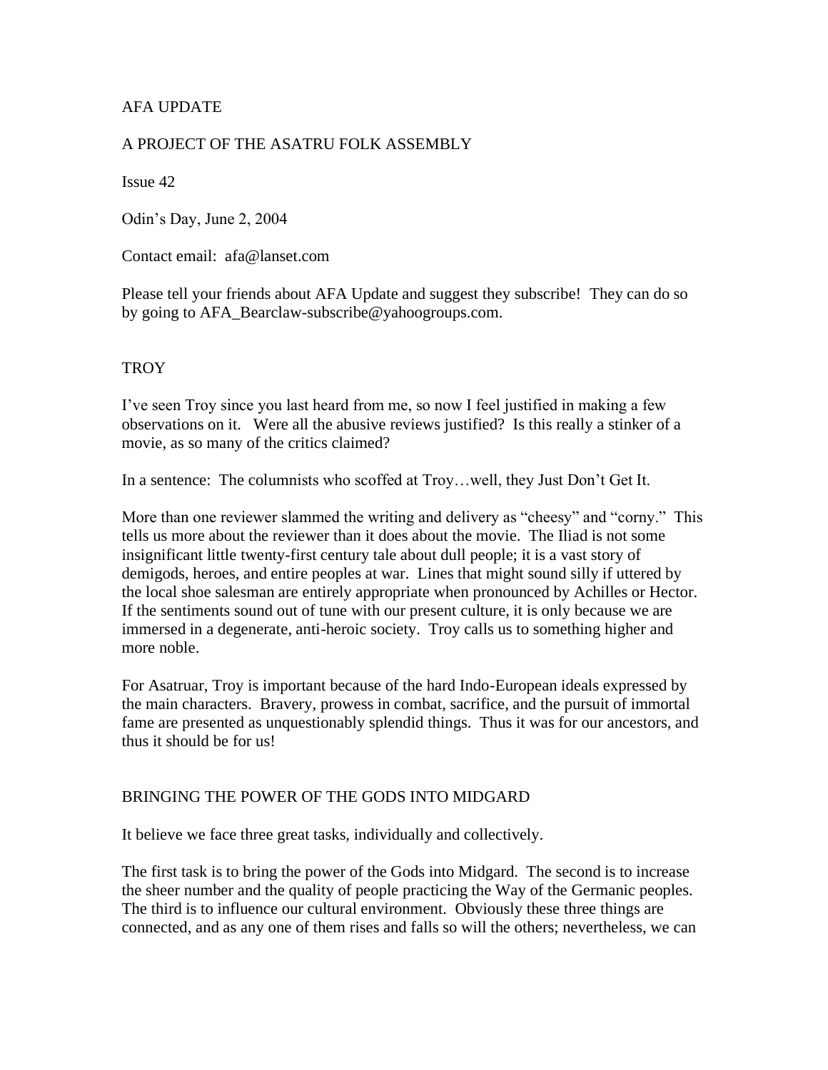AFA UPDATE

A PROJECT OF THE ASATRU FOLK ASSEMBLY

Issue 42

Odin's Day, June 2, 2004

Contact email: afa@lanset.com

Please tell your friends about AFA Update and suggest they subscribe! They can do so by going to AFA_Bearclaw-subscribe@yahoogroups.com.

## TROY

I've seen Troy since you last heard from me, so now I feel justified in making a few observations on it. Were all the abusive reviews justified? Is this really a stinker of a movie, as so many of the critics claimed?

In a sentence: The columnists who scoffed at Troy…well, they Just Don't Get It.

More than one reviewer slammed the writing and delivery as "cheesy" and "corny." This tells us more about the reviewer than it does about the movie. The Iliad is not some insignificant little twenty-first century tale about dull people; it is a vast story of demigods, heroes, and entire peoples at war. Lines that might sound silly if uttered by the local shoe salesman are entirely appropriate when pronounced by Achilles or Hector. If the sentiments sound out of tune with our present culture, it is only because we are immersed in a degenerate, anti-heroic society. Troy calls us to something higher and more noble.

For Asatruar, Troy is important because of the hard Indo-European ideals expressed by the main characters. Bravery, prowess in combat, sacrifice, and the pursuit of immortal fame are presented as unquestionably splendid things. Thus it was for our ancestors, and thus it should be for us!

## BRINGING THE POWER OF THE GODS INTO MIDGARD

It believe we face three great tasks, individually and collectively.

The first task is to bring the power of the Gods into Midgard. The second is to increase the sheer number and the quality of people practicing the Way of the Germanic peoples. The third is to influence our cultural environment. Obviously these three things are connected, and as any one of them rises and falls so will the others; nevertheless, we can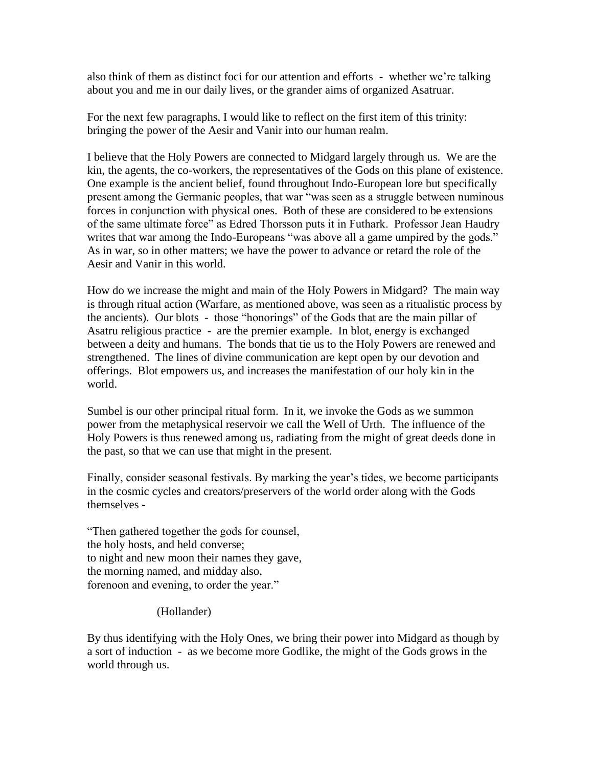also think of them as distinct foci for our attention and efforts - whether we're talking about you and me in our daily lives, or the grander aims of organized Asatruar.

For the next few paragraphs, I would like to reflect on the first item of this trinity: bringing the power of the Aesir and Vanir into our human realm.

I believe that the Holy Powers are connected to Midgard largely through us. We are the kin, the agents, the co-workers, the representatives of the Gods on this plane of existence. One example is the ancient belief, found throughout Indo-European lore but specifically present among the Germanic peoples, that war "was seen as a struggle between numinous forces in conjunction with physical ones. Both of these are considered to be extensions of the same ultimate force" as Edred Thorsson puts it in Futhark. Professor Jean Haudry writes that war among the Indo-Europeans "was above all a game umpired by the gods." As in war, so in other matters; we have the power to advance or retard the role of the Aesir and Vanir in this world.

How do we increase the might and main of the Holy Powers in Midgard? The main way is through ritual action (Warfare, as mentioned above, was seen as a ritualistic process by the ancients). Our blots - those "honorings" of the Gods that are the main pillar of Asatru religious practice - are the premier example. In blot, energy is exchanged between a deity and humans. The bonds that tie us to the Holy Powers are renewed and strengthened. The lines of divine communication are kept open by our devotion and offerings. Blot empowers us, and increases the manifestation of our holy kin in the world.

Sumbel is our other principal ritual form. In it, we invoke the Gods as we summon power from the metaphysical reservoir we call the Well of Urth. The influence of the Holy Powers is thus renewed among us, radiating from the might of great deeds done in the past, so that we can use that might in the present.

Finally, consider seasonal festivals. By marking the year's tides, we become participants in the cosmic cycles and creators/preservers of the world order along with the Gods themselves -

"Then gathered together the gods for counsel,
the holy hosts, and held converse;
to night and new moon their names they gave,
the morning named, and midday also,
forenoon and evening, to order the year."

(Hollander)

By thus identifying with the Holy Ones, we bring their power into Midgard as though by a sort of induction - as we become more Godlike, the might of the Gods grows in the world through us.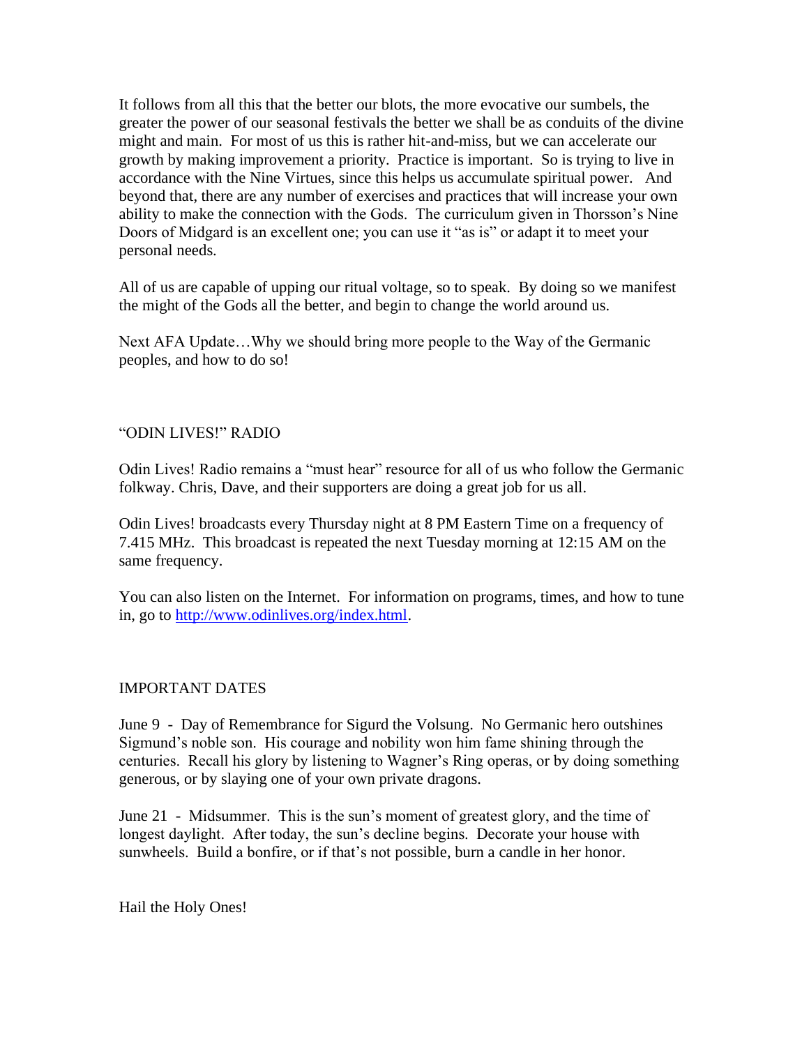It follows from all this that the better our blots, the more evocative our sumbels, the greater the power of our seasonal festivals the better we shall be as conduits of the divine might and main. For most of us this is rather hit-and-miss, but we can accelerate our growth by making improvement a priority. Practice is important. So is trying to live in accordance with the Nine Virtues, since this helps us accumulate spiritual power. And beyond that, there are any number of exercises and practices that will increase your own ability to make the connection with the Gods. The curriculum given in Thorsson's Nine Doors of Midgard is an excellent one; you can use it "as is" or adapt it to meet your personal needs.

All of us are capable of upping our ritual voltage, so to speak. By doing so we manifest the might of the Gods all the better, and begin to change the world around us.

Next AFA Update…Why we should bring more people to the Way of the Germanic peoples, and how to do so!

## "ODIN LIVES!" RADIO

Odin Lives! Radio remains a "must hear" resource for all of us who follow the Germanic folkway. Chris, Dave, and their supporters are doing a great job for us all.

Odin Lives! broadcasts every Thursday night at 8 PM Eastern Time on a frequency of 7.415 MHz. This broadcast is repeated the next Tuesday morning at 12:15 AM on the same frequency.

You can also listen on the Internet. For information on programs, times, and how to tune in, go to http://www.odinlives.org/index.html.

## IMPORTANT DATES

June 9 - Day of Remembrance for Sigurd the Volsung. No Germanic hero outshines Sigmund's noble son. His courage and nobility won him fame shining through the centuries. Recall his glory by listening to Wagner's Ring operas, or by doing something generous, or by slaying one of your own private dragons.

June 21 - Midsummer. This is the sun's moment of greatest glory, and the time of longest daylight. After today, the sun's decline begins. Decorate your house with sunwheels. Build a bonfire, or if that's not possible, burn a candle in her honor.

Hail the Holy Ones!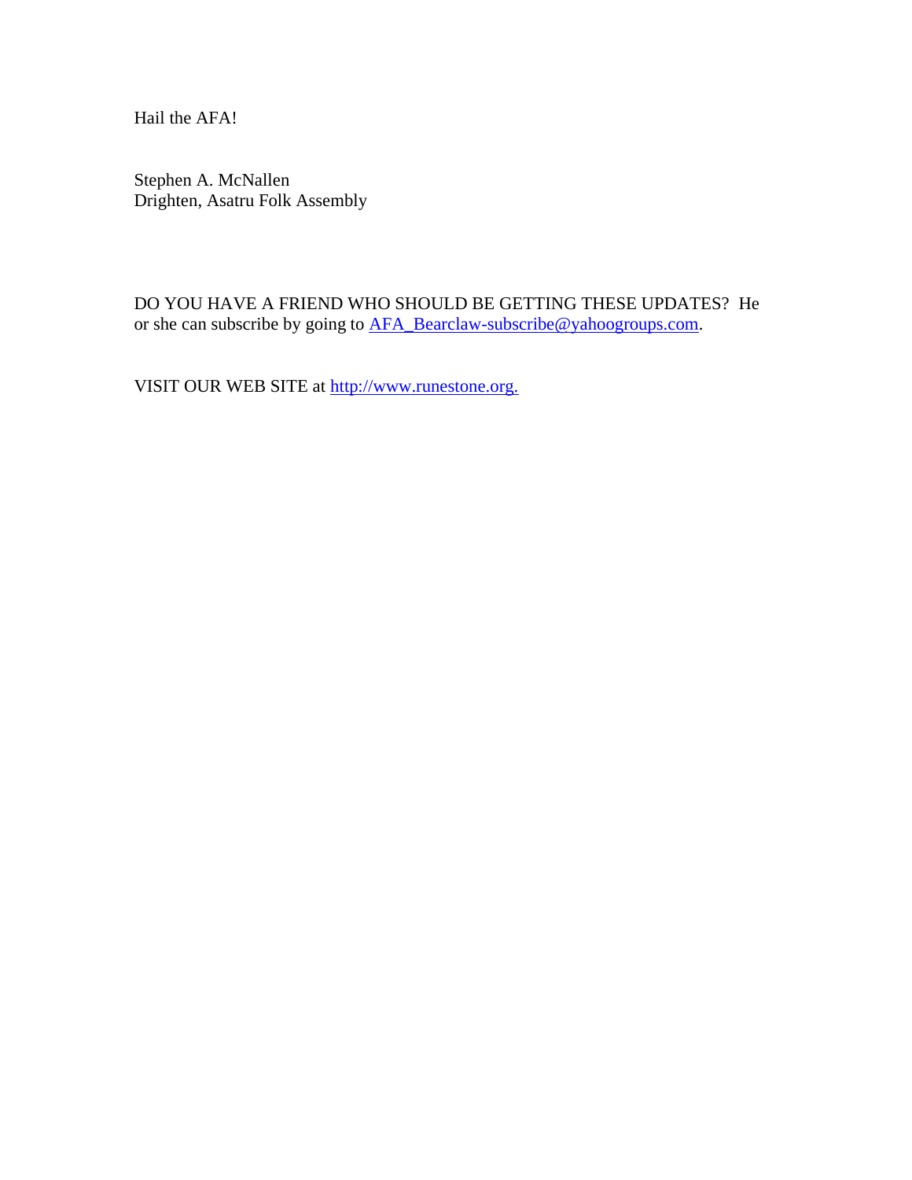Hail the AFA!

Stephen A. McNallen
Drighten, Asatru Folk Assembly

DO YOU HAVE A FRIEND WHO SHOULD BE GETTING THESE UPDATES? He or she can subscribe by going to AFA_Bearclaw-subscribe@yahoogroups.com.

VISIT OUR WEB SITE at http://www.runestone.org.